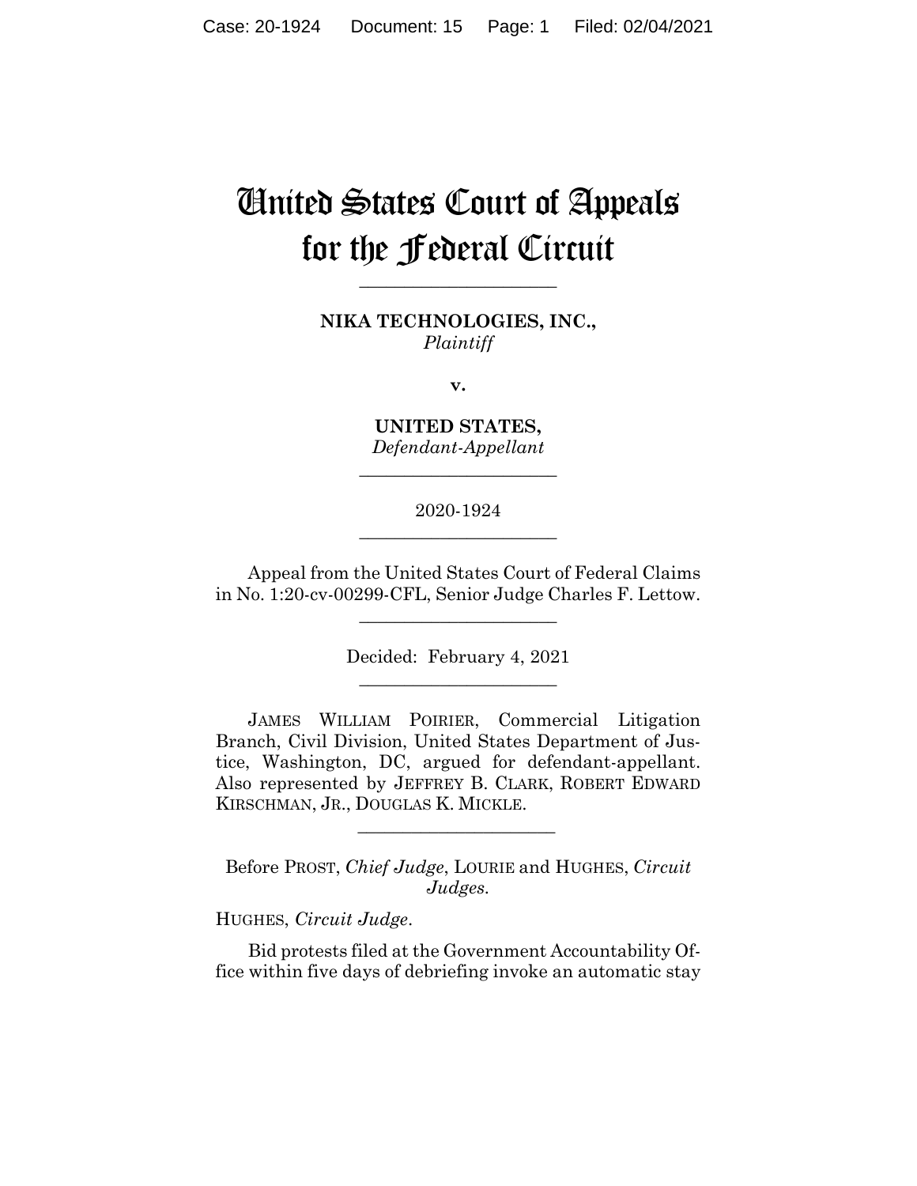# United States Court of Appeals for the Federal Circuit

______________________

**NIKA TECHNOLOGIES, INC.,**
*Plaintiff*

**v.**

**UNITED STATES,**
*Defendant-Appellant*

______________________

2020-1924

______________________

Appeal from the United States Court of Federal Claims in No. 1:20-cv-00299-CFL, Senior Judge Charles F. Lettow.

______________________

Decided: February 4, 2021

______________________

JAMES WILLIAM POIRIER, Commercial Litigation Branch, Civil Division, United States Department of Justice, Washington, DC, argued for defendant-appellant. Also represented by JEFFREY B. CLARK, ROBERT EDWARD KIRSCHMAN, JR., DOUGLAS K. MICKLE.

______________________

Before PROST, *Chief Judge*, LOURIE and HUGHES, *Circuit Judges.*

HUGHES, *Circuit Judge*.

Bid protests filed at the Government Accountability Office within five days of debriefing invoke an automatic stay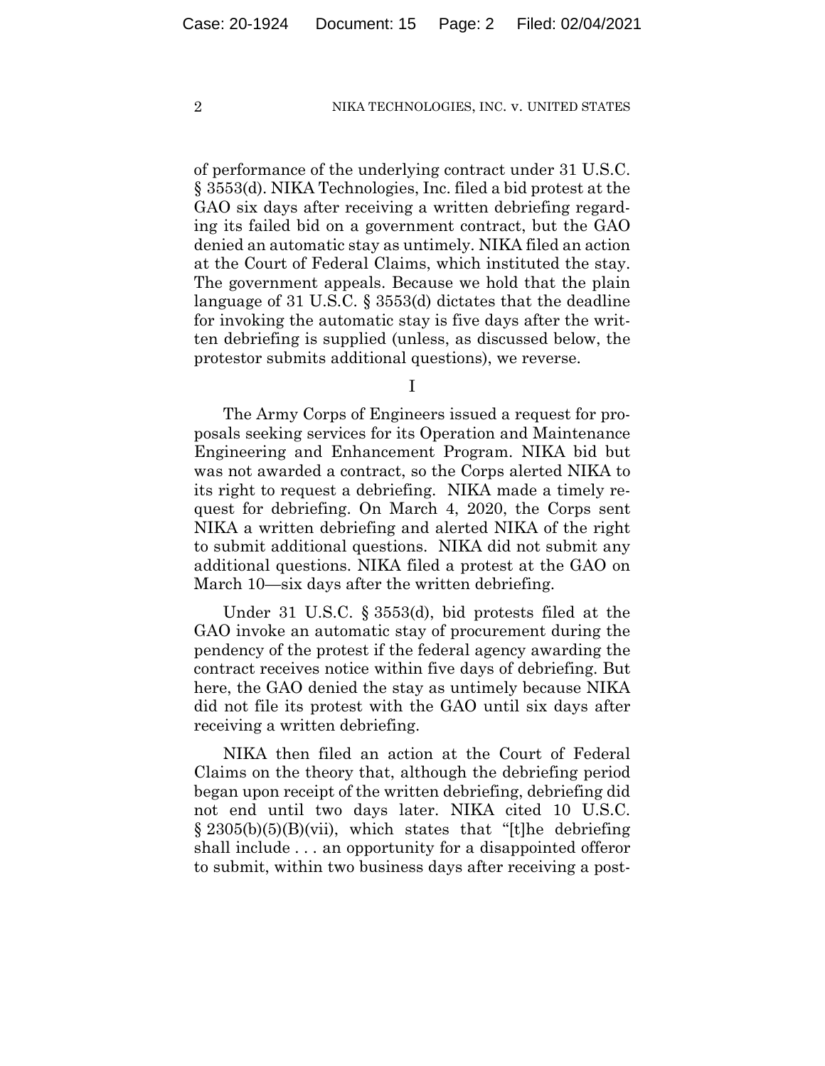of performance of the underlying contract under 31 U.S.C. § 3553(d). NIKA Technologies, Inc. filed a bid protest at the GAO six days after receiving a written debriefing regarding its failed bid on a government contract, but the GAO denied an automatic stay as untimely. NIKA filed an action at the Court of Federal Claims, which instituted the stay. The government appeals. Because we hold that the plain language of 31 U.S.C. § 3553(d) dictates that the deadline for invoking the automatic stay is five days after the written debriefing is supplied (unless, as discussed below, the protestor submits additional questions), we reverse.

I

The Army Corps of Engineers issued a request for proposals seeking services for its Operation and Maintenance Engineering and Enhancement Program. NIKA bid but was not awarded a contract, so the Corps alerted NIKA to its right to request a debriefing. NIKA made a timely request for debriefing. On March 4, 2020, the Corps sent NIKA a written debriefing and alerted NIKA of the right to submit additional questions. NIKA did not submit any additional questions. NIKA filed a protest at the GAO on March 10—six days after the written debriefing.

Under 31 U.S.C. § 3553(d), bid protests filed at the GAO invoke an automatic stay of procurement during the pendency of the protest if the federal agency awarding the contract receives notice within five days of debriefing. But here, the GAO denied the stay as untimely because NIKA did not file its protest with the GAO until six days after receiving a written debriefing.

NIKA then filed an action at the Court of Federal Claims on the theory that, although the debriefing period began upon receipt of the written debriefing, debriefing did not end until two days later. NIKA cited 10 U.S.C. § 2305(b)(5)(B)(vii), which states that "[t]he debriefing shall include . . . an opportunity for a disappointed offeror to submit, within two business days after receiving a post-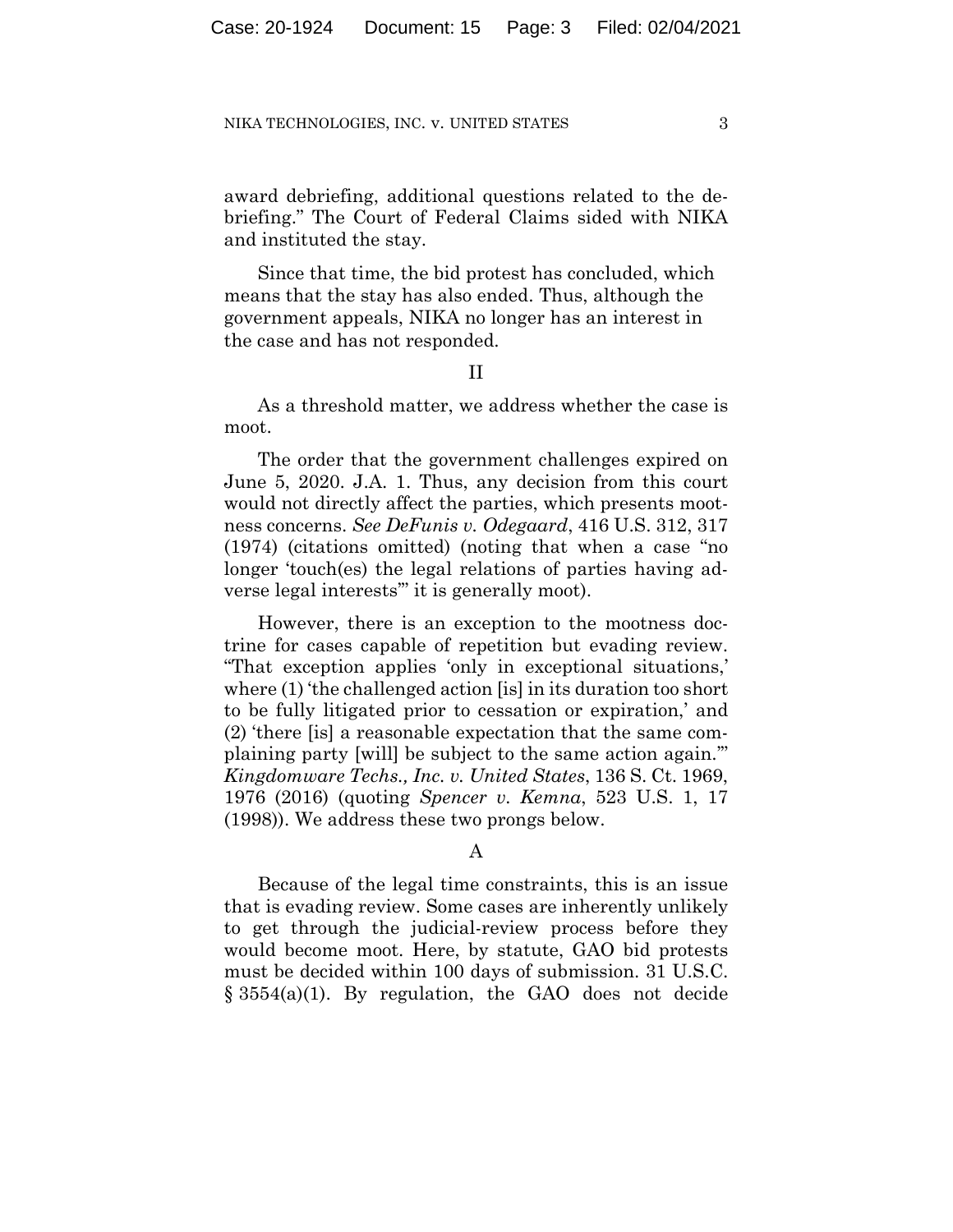award debriefing, additional questions related to the debriefing." The Court of Federal Claims sided with NIKA and instituted the stay.

Since that time, the bid protest has concluded, which means that the stay has also ended. Thus, although the government appeals, NIKA no longer has an interest in the case and has not responded.

## II

As a threshold matter, we address whether the case is moot.

The order that the government challenges expired on June 5, 2020. J.A. 1. Thus, any decision from this court would not directly affect the parties, which presents mootness concerns. *See DeFunis v. Odegaard*, 416 U.S. 312, 317 (1974) (citations omitted) (noting that when a case "no longer 'touch(es) the legal relations of parties having adverse legal interests'" it is generally moot).

However, there is an exception to the mootness doctrine for cases capable of repetition but evading review. "That exception applies 'only in exceptional situations,' where (1) 'the challenged action [is] in its duration too short to be fully litigated prior to cessation or expiration,' and (2) 'there [is] a reasonable expectation that the same complaining party [will] be subject to the same action again.'" *Kingdomware Techs., Inc. v. United States*, 136 S. Ct. 1969, 1976 (2016) (quoting *Spencer v. Kemna*, 523 U.S. 1, 17 (1998)). We address these two prongs below.

### A

Because of the legal time constraints, this is an issue that is evading review. Some cases are inherently unlikely to get through the judicial-review process before they would become moot. Here, by statute, GAO bid protests must be decided within 100 days of submission. 31 U.S.C. § 3554(a)(1). By regulation, the GAO does not decide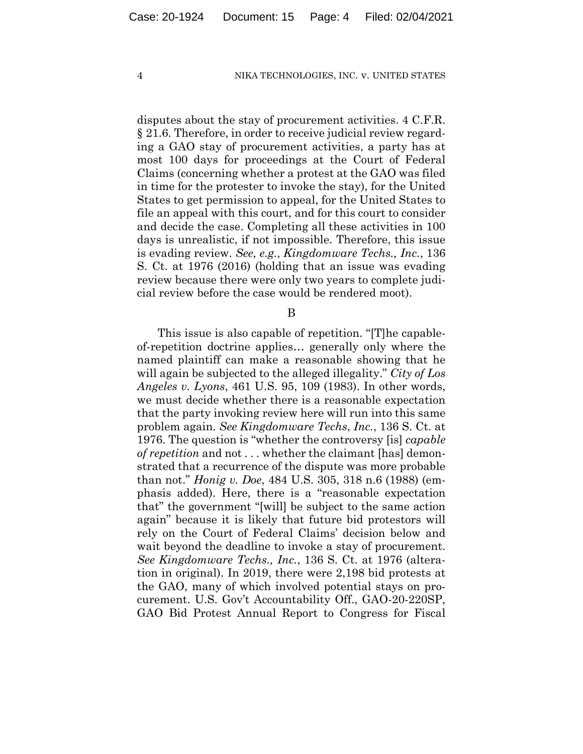disputes about the stay of procurement activities. 4 C.F.R. § 21.6. Therefore, in order to receive judicial review regarding a GAO stay of procurement activities, a party has at most 100 days for proceedings at the Court of Federal Claims (concerning whether a protest at the GAO was filed in time for the protester to invoke the stay), for the United States to get permission to appeal, for the United States to file an appeal with this court, and for this court to consider and decide the case. Completing all these activities in 100 days is unrealistic, if not impossible. Therefore, this issue is evading review. *See, e.g.*, *Kingdomware Techs., Inc.*, 136 S. Ct. at 1976 (2016) (holding that an issue was evading review because there were only two years to complete judicial review before the case would be rendered moot).

B

This issue is also capable of repetition. "[T]he capable-of-repetition doctrine applies… generally only where the named plaintiff can make a reasonable showing that he will again be subjected to the alleged illegality." *City of Los Angeles v. Lyons*, 461 U.S. 95, 109 (1983). In other words, we must decide whether there is a reasonable expectation that the party invoking review here will run into this same problem again. *See Kingdomware Techs*, *Inc.*, 136 S. Ct. at 1976. The question is "whether the controversy [is] *capable of repetition* and not . . . whether the claimant [has] demonstrated that a recurrence of the dispute was more probable than not." *Honig v. Doe*, 484 U.S. 305, 318 n.6 (1988) (emphasis added). Here, there is a "reasonable expectation that" the government "[will] be subject to the same action again" because it is likely that future bid protestors will rely on the Court of Federal Claims' decision below and wait beyond the deadline to invoke a stay of procurement. *See Kingdomware Techs., Inc.*, 136 S. Ct. at 1976 (alteration in original). In 2019, there were 2,198 bid protests at the GAO, many of which involved potential stays on procurement. U.S. Gov't Accountability Off., GAO-20-220SP, GAO Bid Protest Annual Report to Congress for Fiscal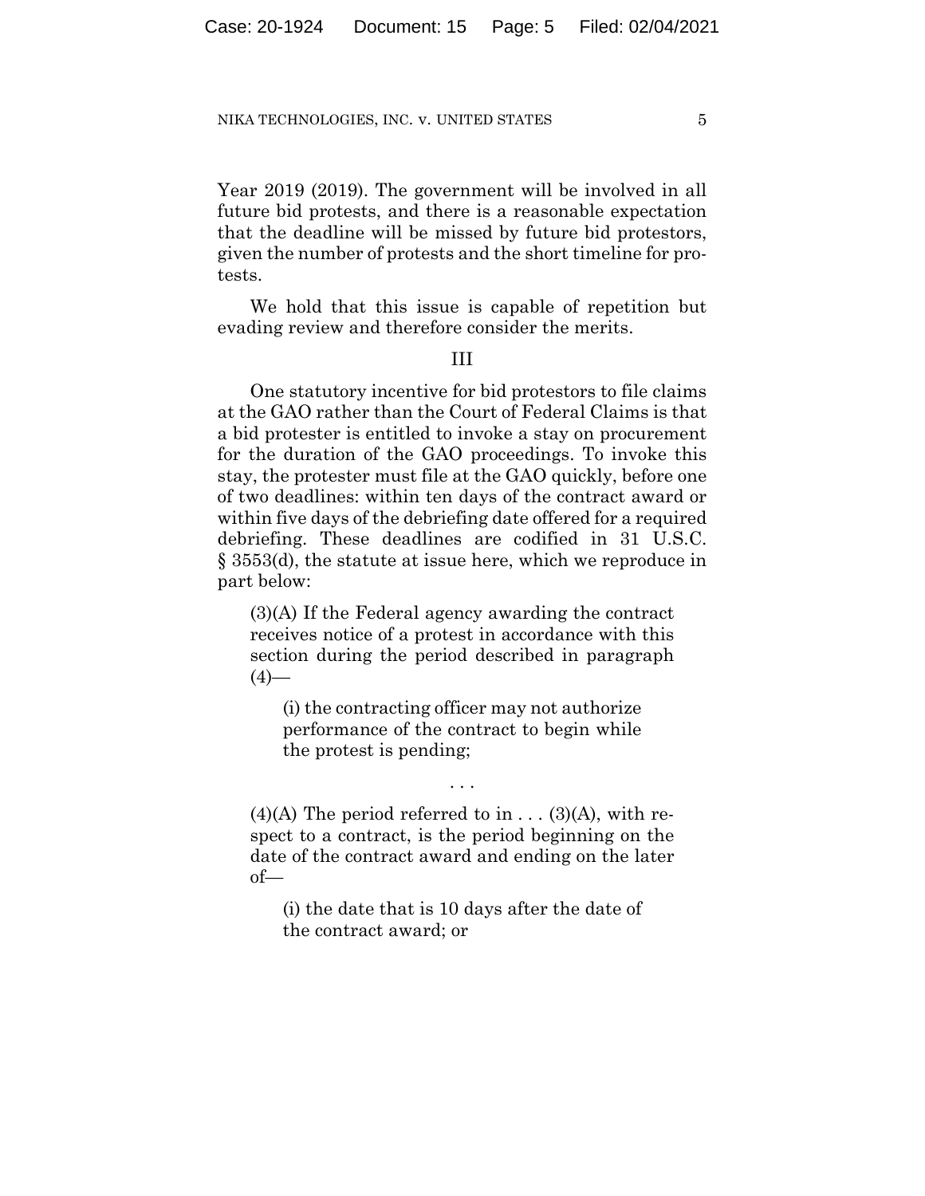Year 2019 (2019). The government will be involved in all future bid protests, and there is a reasonable expectation that the deadline will be missed by future bid protestors, given the number of protests and the short timeline for protests.

We hold that this issue is capable of repetition but evading review and therefore consider the merits.

### III

One statutory incentive for bid protestors to file claims at the GAO rather than the Court of Federal Claims is that a bid protester is entitled to invoke a stay on procurement for the duration of the GAO proceedings. To invoke this stay, the protester must file at the GAO quickly, before one of two deadlines: within ten days of the contract award or within five days of the debriefing date offered for a required debriefing. These deadlines are codified in 31 U.S.C. § 3553(d), the statute at issue here, which we reproduce in part below:

> (3)(A) If the Federal agency awarding the contract receives notice of a protest in accordance with this section during the period described in paragraph (4)—
>
> > (i) the contracting officer may not authorize performance of the contract to begin while the protest is pending;
>
> . . .
>
> (4)(A) The period referred to in . . . (3)(A), with respect to a contract, is the period beginning on the date of the contract award and ending on the later of—
>
> > (i) the date that is 10 days after the date of the contract award; or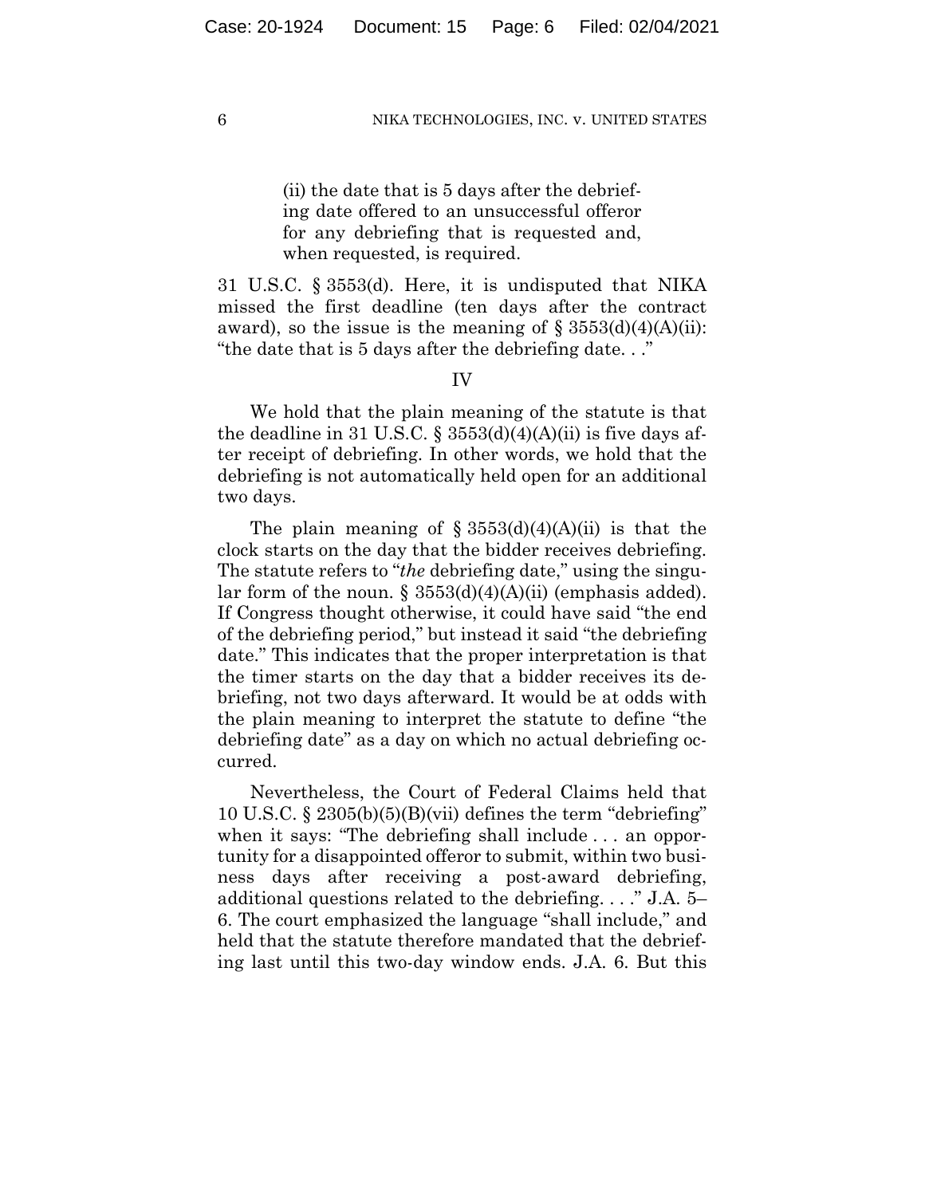> (ii) the date that is 5 days after the debriefing date offered to an unsuccessful offeror for any debriefing that is requested and, when requested, is required.

31 U.S.C. § 3553(d). Here, it is undisputed that NIKA missed the first deadline (ten days after the contract award), so the issue is the meaning of § 3553(d)(4)(A)(ii): "the date that is 5 days after the debriefing date. . ."

## IV

We hold that the plain meaning of the statute is that the deadline in 31 U.S.C. § 3553(d)(4)(A)(ii) is five days after receipt of debriefing. In other words, we hold that the debriefing is not automatically held open for an additional two days.

The plain meaning of § 3553(d)(4)(A)(ii) is that the clock starts on the day that the bidder receives debriefing. The statute refers to "*the* debriefing date," using the singular form of the noun. § 3553(d)(4)(A)(ii) (emphasis added). If Congress thought otherwise, it could have said "the end of the debriefing period," but instead it said "the debriefing date." This indicates that the proper interpretation is that the timer starts on the day that a bidder receives its debriefing, not two days afterward. It would be at odds with the plain meaning to interpret the statute to define "the debriefing date" as a day on which no actual debriefing occurred.

Nevertheless, the Court of Federal Claims held that 10 U.S.C. § 2305(b)(5)(B)(vii) defines the term "debriefing" when it says: "The debriefing shall include . . . an opportunity for a disappointed offeror to submit, within two business days after receiving a post-award debriefing, additional questions related to the debriefing. . . ." J.A. 5–6. The court emphasized the language "shall include," and held that the statute therefore mandated that the debriefing last until this two-day window ends. J.A. 6. But this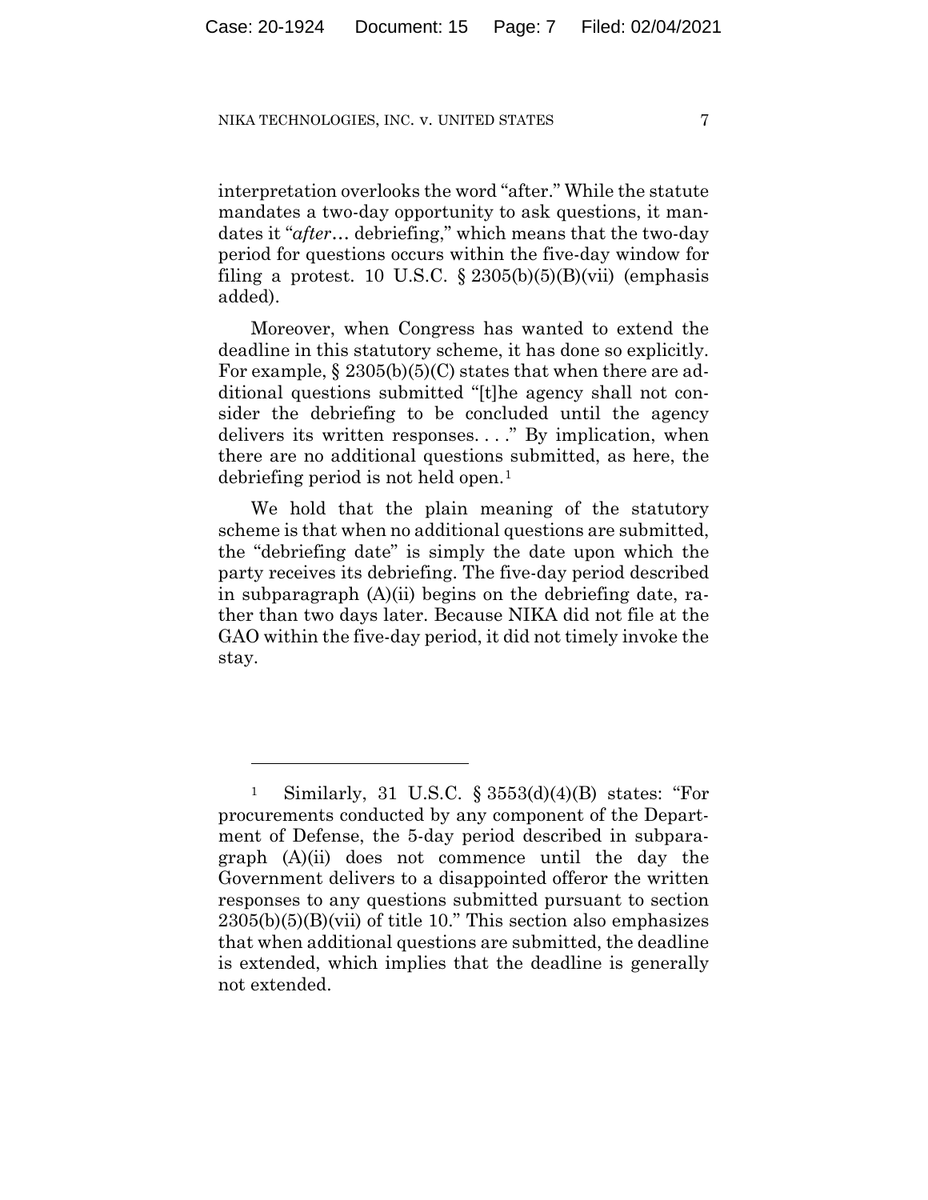interpretation overlooks the word "after." While the statute mandates a two-day opportunity to ask questions, it mandates it "*after*… debriefing," which means that the two-day period for questions occurs within the five-day window for filing a protest. 10 U.S.C. § 2305(b)(5)(B)(vii) (emphasis added).

Moreover, when Congress has wanted to extend the deadline in this statutory scheme, it has done so explicitly. For example, § 2305(b)(5)(C) states that when there are additional questions submitted "[t]he agency shall not consider the debriefing to be concluded until the agency delivers its written responses. . . ." By implication, when there are no additional questions submitted, as here, the debriefing period is not held open.[1]

We hold that the plain meaning of the statutory scheme is that when no additional questions are submitted, the "debriefing date" is simply the date upon which the party receives its debriefing. The five-day period described in subparagraph (A)(ii) begins on the debriefing date, rather than two days later. Because NIKA did not file at the GAO within the five-day period, it did not timely invoke the stay.

---

[1] Similarly, 31 U.S.C. § 3553(d)(4)(B) states: "For procurements conducted by any component of the Department of Defense, the 5-day period described in subparagraph (A)(ii) does not commence until the day the Government delivers to a disappointed offeror the written responses to any questions submitted pursuant to section 2305(b)(5)(B)(vii) of title 10." This section also emphasizes that when additional questions are submitted, the deadline is extended, which implies that the deadline is generally not extended.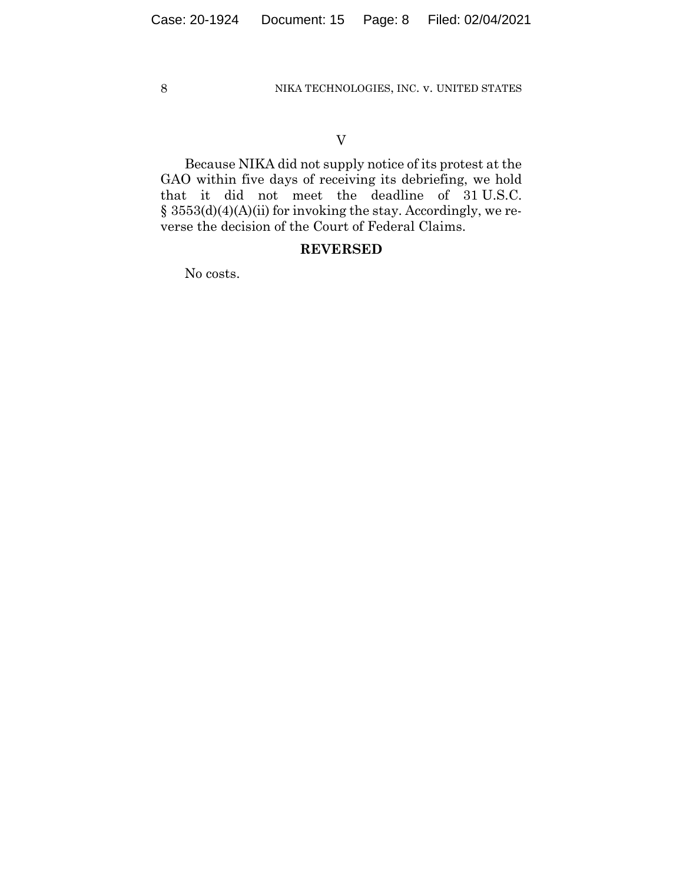## V

Because NIKA did not supply notice of its protest at the GAO within five days of receiving its debriefing, we hold that it did not meet the deadline of 31 U.S.C. § 3553(d)(4)(A)(ii) for invoking the stay. Accordingly, we reverse the decision of the Court of Federal Claims.

**REVERSED**

No costs.